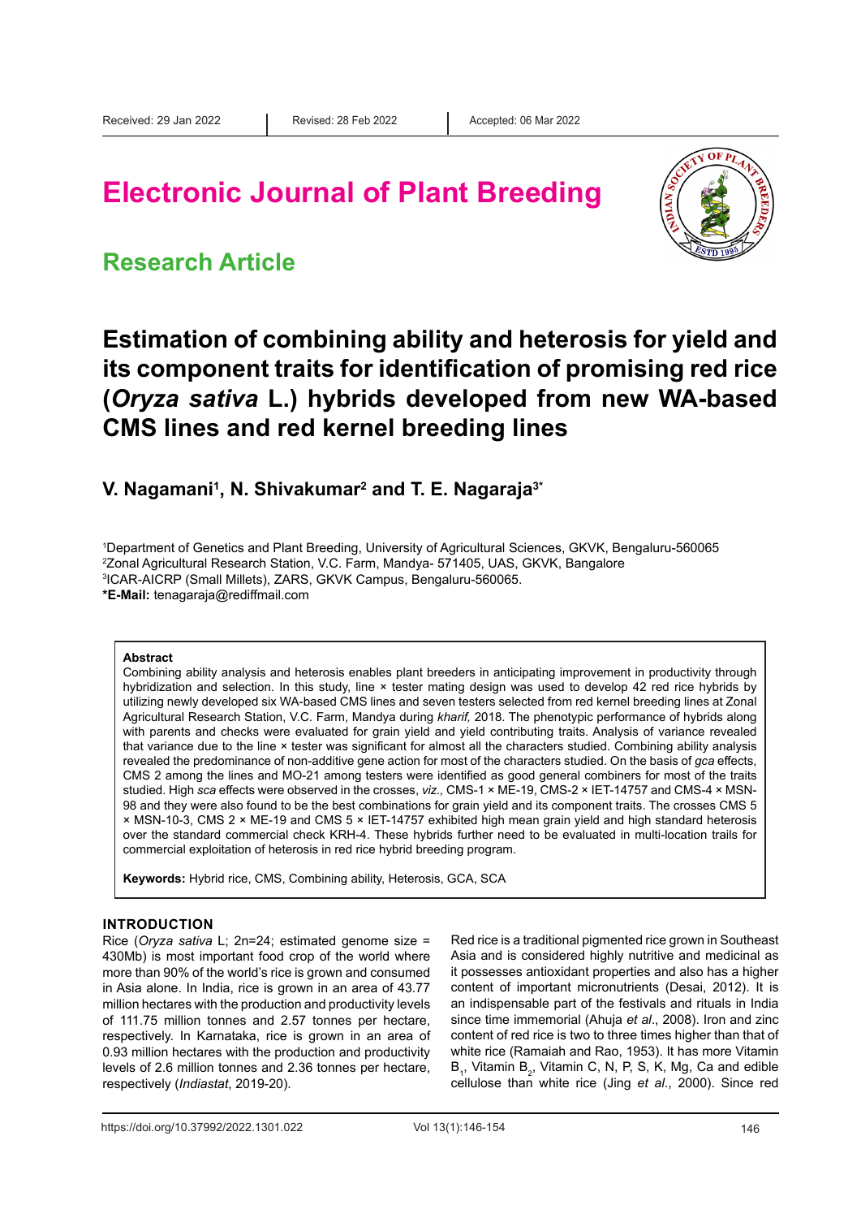Received: 29 Jan 2022 | Revised: 28 Feb 2022 | Accepted: 06 Mar 2022

# Electronic Journal of Plant Breeding

## Research Article

# Estimation of combining ability and heterosis for yield and its component traits for identification of promising red rice (*Oryza sativa* L.) hybrids developed from new WA-based CMS lines and red kernel breeding lines

**V. Nagamani[1], N. Shivakumar[2] and T. E. Nagaraja[3*]**

[1]Department of Genetics and Plant Breeding, University of Agricultural Sciences, GKVK, Bengaluru-560065
[2]Zonal Agricultural Research Station, V.C. Farm, Mandya- 571405, UAS, GKVK, Bangalore
[3]ICAR-AICRP (Small Millets), ZARS, GKVK Campus, Bengaluru-560065.
**\*E-Mail:** tenagaraja@rediffmail.com

### Abstract

Combining ability analysis and heterosis enables plant breeders in anticipating improvement in productivity through hybridization and selection. In this study, line × tester mating design was used to develop 42 red rice hybrids by utilizing newly developed six WA-based CMS lines and seven testers selected from red kernel breeding lines at Zonal Agricultural Research Station, V.C. Farm, Mandya during *kharif,* 2018. The phenotypic performance of hybrids along with parents and checks were evaluated for grain yield and yield contributing traits. Analysis of variance revealed that variance due to the line × tester was significant for almost all the characters studied. Combining ability analysis revealed the predominance of non-additive gene action for most of the characters studied. On the basis of *gca* effects, CMS 2 among the lines and MO-21 among testers were identified as good general combiners for most of the traits studied. High *sca* effects were observed in the crosses, *viz.,* CMS-1 × ME-19, CMS-2 × IET-14757 and CMS-4 × MSN-98 and they were also found to be the best combinations for grain yield and its component traits. The crosses CMS 5 × MSN-10-3, CMS 2 × ME-19 and CMS 5 × IET-14757 exhibited high mean grain yield and high standard heterosis over the standard commercial check KRH-4. These hybrids further need to be evaluated in multi-location trails for commercial exploitation of heterosis in red rice hybrid breeding program.

**Keywords:** Hybrid rice, CMS, Combining ability, Heterosis, GCA, SCA

## INTRODUCTION

Rice (*Oryza sativa* L; 2n=24; estimated genome size = 430Mb) is most important food crop of the world where more than 90% of the world's rice is grown and consumed in Asia alone. In India, rice is grown in an area of 43.77 million hectares with the production and productivity levels of 111.75 million tonnes and 2.57 tonnes per hectare, respectively. In Karnataka, rice is grown in an area of 0.93 million hectares with the production and productivity levels of 2.6 million tonnes and 2.36 tonnes per hectare, respectively (*Indiastat*, 2019-20).

Red rice is a traditional pigmented rice grown in Southeast Asia and is considered highly nutritive and medicinal as it possesses antioxidant properties and also has a higher content of important micronutrients (Desai, 2012). It is an indispensable part of the festivals and rituals in India since time immemorial (Ahuja *et al*., 2008). Iron and zinc content of red rice is two to three times higher than that of white rice (Ramaiah and Rao, 1953). It has more Vitamin $B_1$, Vitamin $B_2$, Vitamin C, N, P, S, K, Mg, Ca and edible cellulose than white rice (Jing *et al*., 2000). Since red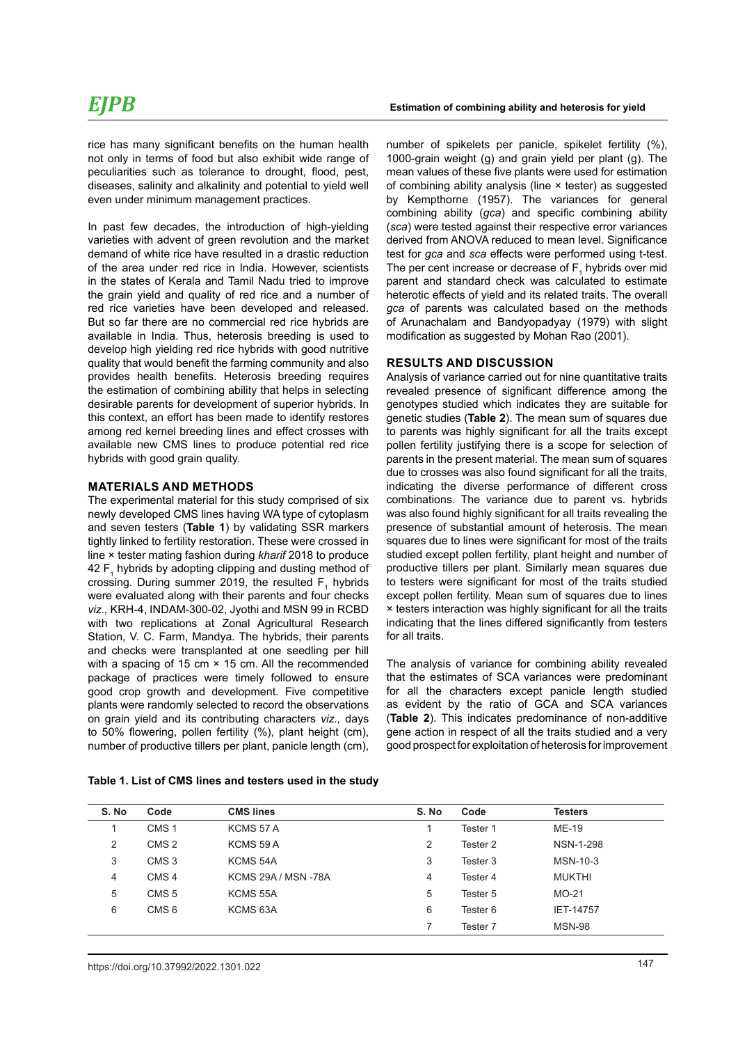rice has many significant benefits on the human health not only in terms of food but also exhibit wide range of peculiarities such as tolerance to drought, flood, pest, diseases, salinity and alkalinity and potential to yield well even under minimum management practices.

In past few decades, the introduction of high-yielding varieties with advent of green revolution and the market demand of white rice have resulted in a drastic reduction of the area under red rice in India. However, scientists in the states of Kerala and Tamil Nadu tried to improve the grain yield and quality of red rice and a number of red rice varieties have been developed and released. But so far there are no commercial red rice hybrids are available in India. Thus, heterosis breeding is used to develop high yielding red rice hybrids with good nutritive quality that would benefit the farming community and also provides health benefits. Heterosis breeding requires the estimation of combining ability that helps in selecting desirable parents for development of superior hybrids. In this context, an effort has been made to identify restores among red kernel breeding lines and effect crosses with available new CMS lines to produce potential red rice hybrids with good grain quality.

## MATERIALS AND METHODS

The experimental material for this study comprised of six newly developed CMS lines having WA type of cytoplasm and seven testers (**Table 1**) by validating SSR markers tightly linked to fertility restoration. These were crossed in line × tester mating fashion during *kharif* 2018 to produce 42 $F_1$ hybrids by adopting clipping and dusting method of crossing. During summer 2019, the resulted $F_1$ hybrids were evaluated along with their parents and four checks *viz.,* KRH-4, INDAM-300-02, Jyothi and MSN 99 in RCBD with two replications at Zonal Agricultural Research Station, V. C. Farm, Mandya. The hybrids, their parents and checks were transplanted at one seedling per hill with a spacing of 15 cm × 15 cm. All the recommended package of practices were timely followed to ensure good crop growth and development. Five competitive plants were randomly selected to record the observations on grain yield and its contributing characters *viz.,* days to 50% flowering, pollen fertility (%), plant height (cm), number of productive tillers per plant, panicle length (cm), number of spikelets per panicle, spikelet fertility (%), 1000-grain weight (g) and grain yield per plant (g). The mean values of these five plants were used for estimation of combining ability analysis (line × tester) as suggested by Kempthorne (1957). The variances for general combining ability (*gca*) and specific combining ability (*sca*) were tested against their respective error variances derived from ANOVA reduced to mean level. Significance test for *gca* and *sca* effects were performed using t-test. The per cent increase or decrease of $F_1$ hybrids over mid parent and standard check was calculated to estimate heterotic effects of yield and its related traits. The overall *gca* of parents was calculated based on the methods of Arunachalam and Bandyopadyay (1979) with slight modification as suggested by Mohan Rao (2001).

## RESULTS AND DISCUSSION

Analysis of variance carried out for nine quantitative traits revealed presence of significant difference among the genotypes studied which indicates they are suitable for genetic studies (**Table 2**). The mean sum of squares due to parents was highly significant for all the traits except pollen fertility justifying there is a scope for selection of parents in the present material. The mean sum of squares due to crosses was also found significant for all the traits, indicating the diverse performance of different cross combinations. The variance due to parent vs. hybrids was also found highly significant for all traits revealing the presence of substantial amount of heterosis. The mean squares due to lines were significant for most of the traits studied except pollen fertility, plant height and number of productive tillers per plant. Similarly mean squares due to testers were significant for most of the traits studied except pollen fertility. Mean sum of squares due to lines × testers interaction was highly significant for all the traits indicating that the lines differed significantly from testers for all traits.

The analysis of variance for combining ability revealed that the estimates of SCA variances were predominant for all the characters except panicle length studied as evident by the ratio of GCA and SCA variances (**Table 2**). This indicates predominance of non-additive gene action in respect of all the traits studied and a very good prospect for exploitation of heterosis for improvement

**Table 1. List of CMS lines and testers used in the study**

| S. No | Code | CMS lines | S. No | Code | Testers |
|---|---|---|---|---|---|
| 1 | CMS 1 | KCMS 57 A | 1 | Tester 1 | ME-19 |
| 2 | CMS 2 | KCMS 59 A | 2 | Tester 2 | NSN-1-298 |
| 3 | CMS 3 | KCMS 54A | 3 | Tester 3 | MSN-10-3 |
| 4 | CMS 4 | KCMS 29A / MSN -78A | 4 | Tester 4 | MUKTHI |
| 5 | CMS 5 | KCMS 55A | 5 | Tester 5 | MO-21 |
| 6 | CMS 6 | KCMS 63A | 6 | Tester 6 | IET-14757 |
| | | | 7 | Tester 7 | MSN-98 |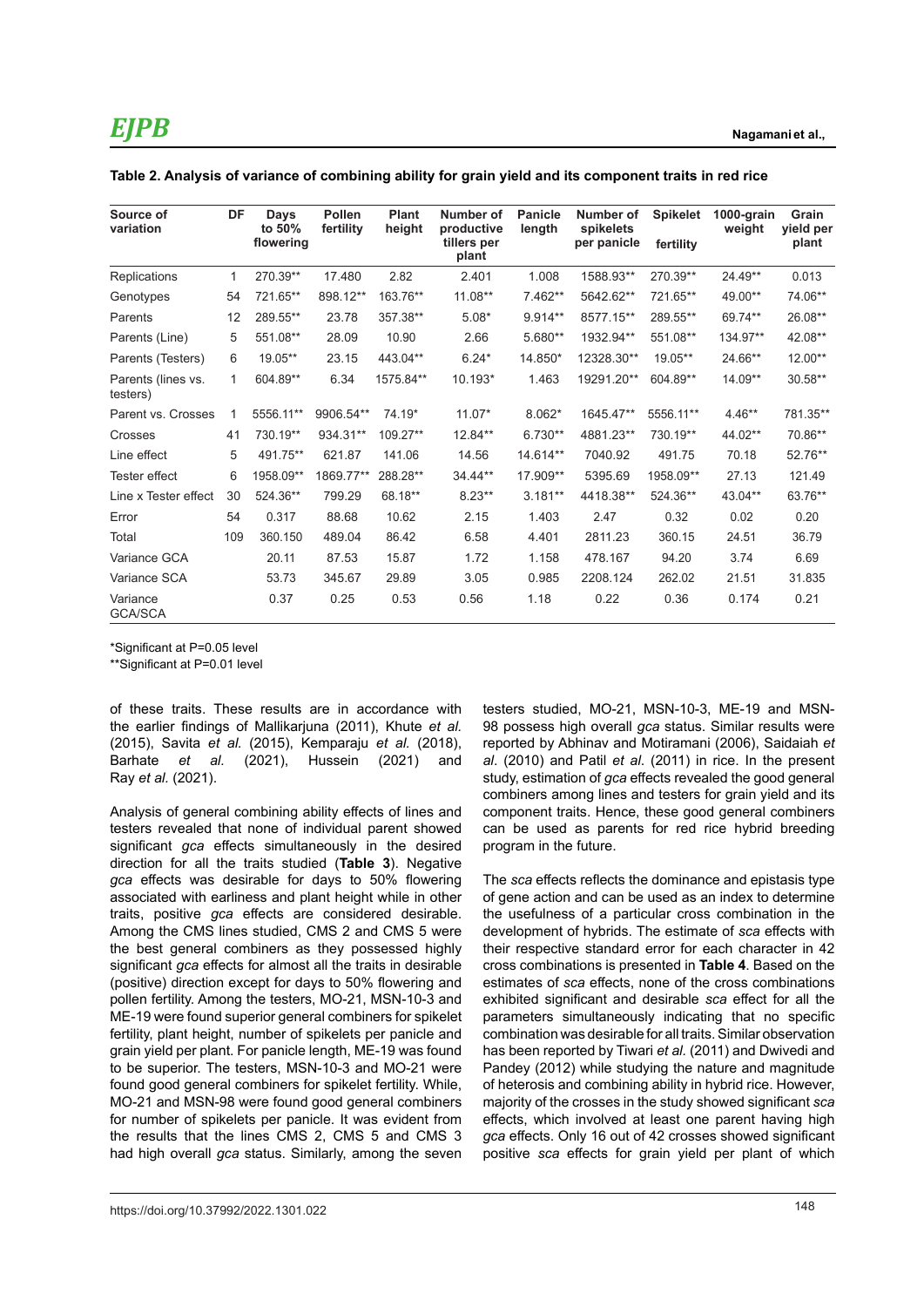**Table 2. Analysis of variance of combining ability for grain yield and its component traits in red rice**

| Source of variation | DF | Days to 50% flowering | Pollen fertility | Plant height | Number of productive tillers per plant | Panicle length | Number of spikelets per panicle | Spikelet fertility | 1000-grain weight | Grain yield per plant |
|---|---|---|---|---|---|---|---|---|---|---|
| Replications | 1 | 270.39** | 17.480 | 2.82 | 2.401 | 1.008 | 1588.93** | 270.39** | 24.49** | 0.013 |
| Genotypes | 54 | 721.65** | 898.12** | 163.76** | 11.08** | 7.462** | 5642.62** | 721.65** | 49.00** | 74.06** |
| Parents | 12 | 289.55** | 23.78 | 357.38** | 5.08* | 9.914** | 8577.15** | 289.55** | 69.74** | 26.08** |
| Parents (Line) | 5 | 551.08** | 28.09 | 10.90 | 2.66 | 5.680** | 1932.94** | 551.08** | 134.97** | 42.08** |
| Parents (Testers) | 6 | 19.05** | 23.15 | 443.04** | 6.24* | 14.850* | 12328.30** | 19.05** | 24.66** | 12.00** |
| Parents (lines vs. testers) | 1 | 604.89** | 6.34 | 1575.84** | 10.193* | 1.463 | 19291.20** | 604.89** | 14.09** | 30.58** |
| Parent vs. Crosses | 1 | 5556.11** | 9906.54** | 74.19* | 11.07* | 8.062* | 1645.47** | 5556.11** | 4.46** | 781.35** |
| Crosses | 41 | 730.19** | 934.31** | 109.27** | 12.84** | 6.730** | 4881.23** | 730.19** | 44.02** | 70.86** |
| Line effect | 5 | 491.75** | 621.87 | 141.06 | 14.56 | 14.614** | 7040.92 | 491.75 | 70.18 | 52.76** |
| Tester effect | 6 | 1958.09** | 1869.77** | 288.28** | 34.44** | 17.909** | 5395.69 | 1958.09** | 27.13 | 121.49 |
| Line x Tester effect | 30 | 524.36** | 799.29 | 68.18** | 8.23** | 3.181** | 4418.38** | 524.36** | 43.04** | 63.76** |
| Error | 54 | 0.317 | 88.68 | 10.62 | 2.15 | 1.403 | 2.47 | 0.32 | 0.02 | 0.20 |
| Total | 109 | 360.150 | 489.04 | 86.42 | 6.58 | 4.401 | 2811.23 | 360.15 | 24.51 | 36.79 |
| Variance GCA | | 20.11 | 87.53 | 15.87 | 1.72 | 1.158 | 478.167 | 94.20 | 3.74 | 6.69 |
| Variance SCA | | 53.73 | 345.67 | 29.89 | 3.05 | 0.985 | 2208.124 | 262.02 | 21.51 | 31.835 |
| Variance GCA/SCA | | 0.37 | 0.25 | 0.53 | 0.56 | 1.18 | 0.22 | 0.36 | 0.174 | 0.21 |

*Significant at P=0.05 level

**Significant at P=0.01 level

of these traits. These results are in accordance with the earlier findings of Mallikarjuna (2011), Khute *et al.* (2015), Savita *et al.* (2015), Kemparaju *et al.* (2018), Barhate *et al.* (2021), Hussein (2021) and Ray *et al.* (2021).

Analysis of general combining ability effects of lines and testers revealed that none of individual parent showed significant *gca* effects simultaneously in the desired direction for all the traits studied (**Table 3**). Negative *gca* effects was desirable for days to 50% flowering associated with earliness and plant height while in other traits, positive *gca* effects are considered desirable. Among the CMS lines studied, CMS 2 and CMS 5 were the best general combiners as they possessed highly significant *gca* effects for almost all the traits in desirable (positive) direction except for days to 50% flowering and pollen fertility. Among the testers, MO-21, MSN-10-3 and ME-19 were found superior general combiners for spikelet fertility, plant height, number of spikelets per panicle and grain yield per plant. For panicle length, ME-19 was found to be superior. The testers, MSN-10-3 and MO-21 were found good general combiners for spikelet fertility. While, MO-21 and MSN-98 were found good general combiners for number of spikelets per panicle. It was evident from the results that the lines CMS 2, CMS 5 and CMS 3 had high overall *gca* status. Similarly, among the seven testers studied, MO-21, MSN-10-3, ME-19 and MSN-98 possess high overall *gca* status. Similar results were reported by Abhinav and Motiramani (2006), Saidaiah *et al*. (2010) and Patil *et al*. (2011) in rice. In the present study, estimation of *gca* effects revealed the good general combiners among lines and testers for grain yield and its component traits. Hence, these good general combiners can be used as parents for red rice hybrid breeding program in the future.

The *sca* effects reflects the dominance and epistasis type of gene action and can be used as an index to determine the usefulness of a particular cross combination in the development of hybrids. The estimate of *sca* effects with their respective standard error for each character in 42 cross combinations is presented in **Table 4**. Based on the estimates of *sca* effects, none of the cross combinations exhibited significant and desirable *sca* effect for all the parameters simultaneously indicating that no specific combination was desirable for all traits. Similar observation has been reported by Tiwari *et al.* (2011) and Dwivedi and Pandey (2012) while studying the nature and magnitude of heterosis and combining ability in hybrid rice. However, majority of the crosses in the study showed significant *sca* effects, which involved at least one parent having high *gca* effects. Only 16 out of 42 crosses showed significant positive *sca* effects for grain yield per plant of which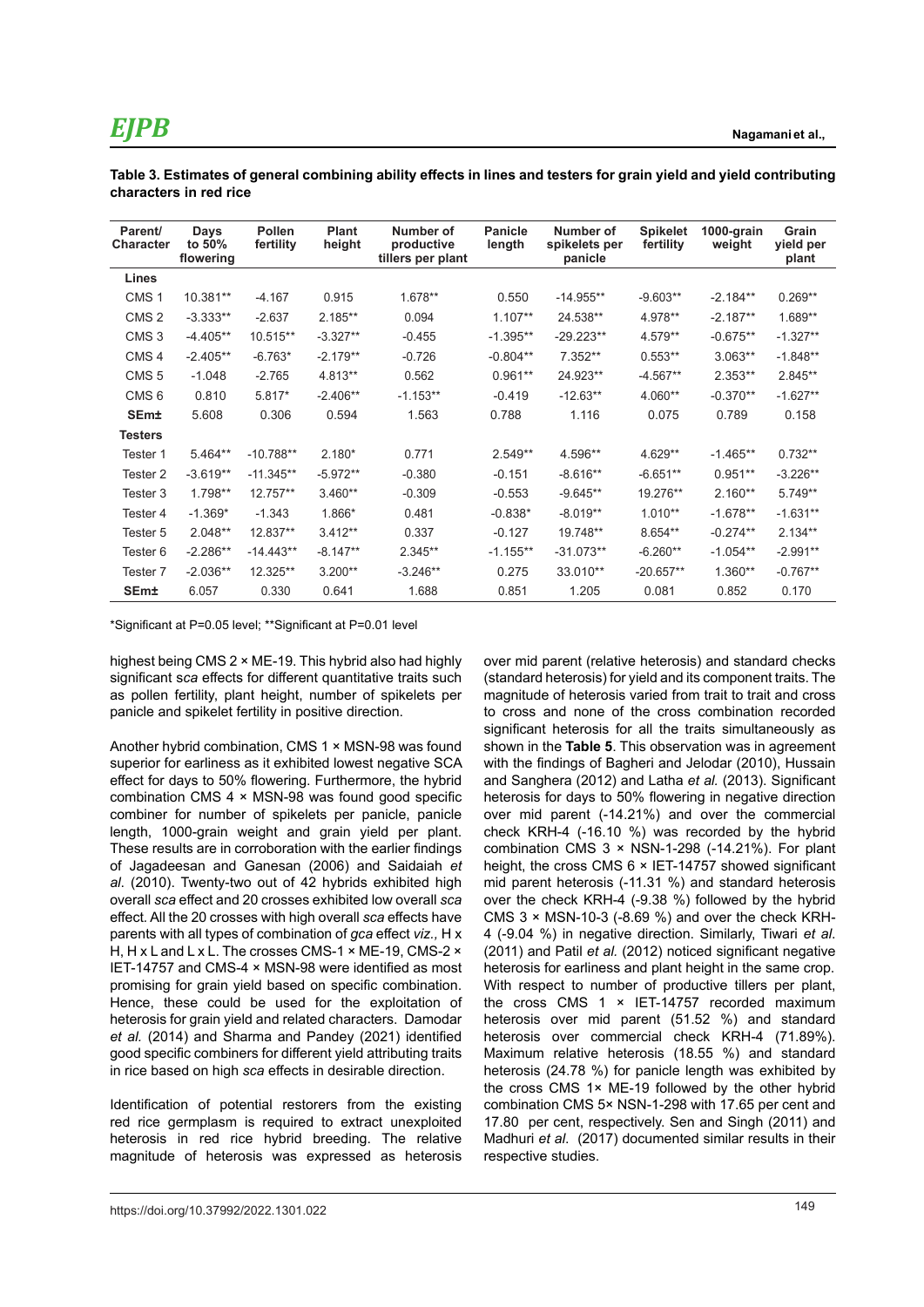**Table 3. Estimates of general combining ability effects in lines and testers for grain yield and yield contributing characters in red rice**

| Parent/ Character | Days to 50% flowering | Pollen fertility | Plant height | Number of productive tillers per plant | Panicle length | Number of spikelets per panicle | Spikelet fertility | 1000-grain weight | Grain yield per plant |
|---|---|---|---|---|---|---|---|---|---|
| **Lines** | | | | | | | | | |
| CMS 1 | 10.381** | -4.167 | 0.915 | 1.678** | 0.550 | -14.955** | -9.603** | -2.184** | 0.269** |
| CMS 2 | -3.333** | -2.637 | 2.185** | 0.094 | 1.107** | 24.538** | 4.978** | -2.187** | 1.689** |
| CMS 3 | -4.405** | 10.515** | -3.327** | -0.455 | -1.395** | -29.223** | 4.579** | -0.675** | -1.327** |
| CMS 4 | -2.405** | -6.763* | -2.179** | -0.726 | -0.804** | 7.352** | 0.553** | 3.063** | -1.848** |
| CMS 5 | -1.048 | -2.765 | 4.813** | 0.562 | 0.961** | 24.923** | -4.567** | 2.353** | 2.845** |
| CMS 6 | 0.810 | 5.817* | -2.406** | -1.153** | -0.419 | -12.63** | 4.060** | -0.370** | -1.627** |
| **SEm±** | 5.608 | 0.306 | 0.594 | 1.563 | 0.788 | 1.116 | 0.075 | 0.789 | 0.158 |
| **Testers** | | | | | | | | | |
| Tester 1 | 5.464** | -10.788** | 2.180* | 0.771 | 2.549** | 4.596** | 4.629** | -1.465** | 0.732** |
| Tester 2 | -3.619** | -11.345** | -5.972** | -0.380 | -0.151 | -8.616** | -6.651** | 0.951** | -3.226** |
| Tester 3 | 1.798** | 12.757** | 3.460** | -0.309 | -0.553 | -9.645** | 19.276** | 2.160** | 5.749** |
| Tester 4 | -1.369* | -1.343 | 1.866* | 0.481 | -0.838* | -8.019** | 1.010** | -1.678** | -1.631** |
| Tester 5 | 2.048** | 12.837** | 3.412** | 0.337 | -0.127 | 19.748** | 8.654** | -0.274** | 2.134** |
| Tester 6 | -2.286** | -14.443** | -8.147** | 2.345** | -1.155** | -31.073** | -6.260** | -1.054** | -2.991** |
| Tester 7 | -2.036** | 12.325** | 3.200** | -3.246** | 0.275 | 33.010** | -20.657** | 1.360** | -0.767** |
| **SEm±** | 6.057 | 0.330 | 0.641 | 1.688 | 0.851 | 1.205 | 0.081 | 0.852 | 0.170 |

*Significant at P=0.05 level; **Significant at P=0.01 level

highest being CMS 2 × ME-19. This hybrid also had highly significant s*ca* effects for different quantitative traits such as pollen fertility, plant height, number of spikelets per panicle and spikelet fertility in positive direction.

Another hybrid combination, CMS 1 × MSN-98 was found superior for earliness as it exhibited lowest negative SCA effect for days to 50% flowering. Furthermore, the hybrid combination CMS 4 × MSN-98 was found good specific combiner for number of spikelets per panicle, panicle length, 1000-grain weight and grain yield per plant. These results are in corroboration with the earlier findings of Jagadeesan and Ganesan (2006) and Saidaiah *et al.* (2010). Twenty-two out of 42 hybrids exhibited high overall *sca* effect and 20 crosses exhibited low overall *sca* effect. All the 20 crosses with high overall *sca* effects have parents with all types of combination of *gca* effect *viz.,* H x H, H x L and L x L. The crosses CMS-1 × ME-19, CMS-2 × IET-14757 and CMS-4 × MSN-98 were identified as most promising for grain yield based on specific combination. Hence, these could be used for the exploitation of heterosis for grain yield and related characters. Damodar *et al.* (2014) and Sharma and Pandey (2021) identified good specific combiners for different yield attributing traits in rice based on high *sca* effects in desirable direction.

Identification of potential restorers from the existing red rice germplasm is required to extract unexploited heterosis in red rice hybrid breeding. The relative magnitude of heterosis was expressed as heterosis over mid parent (relative heterosis) and standard checks (standard heterosis) for yield and its component traits. The magnitude of heterosis varied from trait to trait and cross to cross and none of the cross combination recorded significant heterosis for all the traits simultaneously as shown in the **Table 5**. This observation was in agreement with the findings of Bagheri and Jelodar (2010), Hussain and Sanghera (2012) and Latha *et al.* (2013). Significant heterosis for days to 50% flowering in negative direction over mid parent (-14.21%) and over the commercial check KRH-4 (-16.10 %) was recorded by the hybrid combination CMS 3 × NSN-1-298 (-14.21%). For plant height, the cross CMS 6 × IET-14757 showed significant mid parent heterosis (-11.31 %) and standard heterosis over the check KRH-4 (-9.38 %) followed by the hybrid CMS 3 × MSN-10-3 (-8.69 %) and over the check KRH-4 (-9.04 %) in negative direction. Similarly, Tiwari *et al.* (2011) and Patil *et al.* (2012) noticed significant negative heterosis for earliness and plant height in the same crop. With respect to number of productive tillers per plant, the cross CMS 1 × IET-14757 recorded maximum heterosis over mid parent (51.52 %) and standard heterosis over commercial check KRH-4 (71.89%). Maximum relative heterosis (18.55 %) and standard heterosis (24.78 %) for panicle length was exhibited by the cross CMS 1× ME-19 followed by the other hybrid combination CMS 5× NSN-1-298 with 17.65 per cent and 17.80 per cent, respectively. Sen and Singh (2011) and Madhuri *et al.* (2017) documented similar results in their respective studies.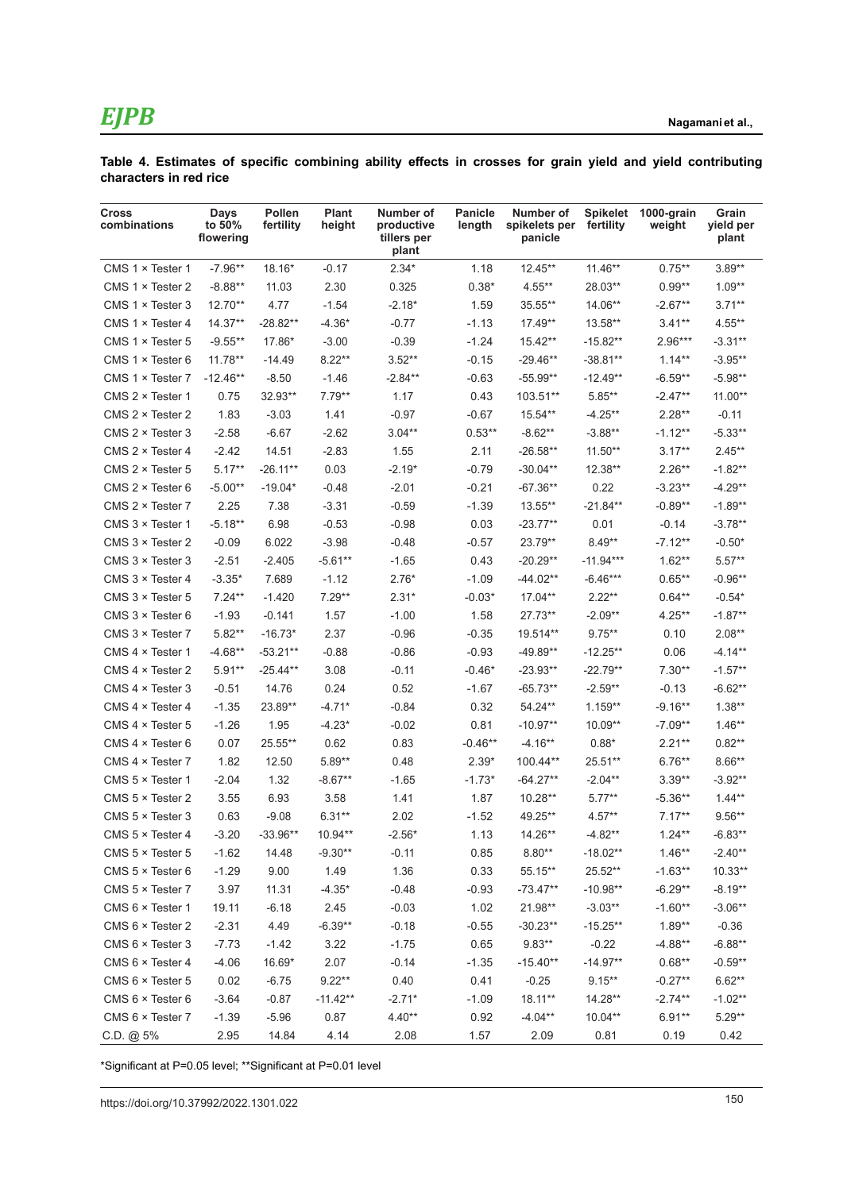**Table 4. Estimates of specific combining ability effects in crosses for grain yield and yield contributing characters in red rice**

| Cross combinations | Days to 50% flowering | Pollen fertility | Plant height | Number of productive tillers per plant | Panicle length | Number of spikelets per panicle | Spikelet fertility | 1000-grain weight | Grain yield per plant |
|---|---|---|---|---|---|---|---|---|---|
| CMS 1 × Tester 1 | -7.96** | 18.16* | -0.17 | 2.34* | 1.18 | 12.45** | 11.46** | 0.75** | 3.89** |
| CMS 1 × Tester 2 | -8.88** | 11.03 | 2.30 | 0.325 | 0.38* | 4.55** | 28.03** | 0.99** | 1.09** |
| CMS 1 × Tester 3 | 12.70** | 4.77 | -1.54 | -2.18* | 1.59 | 35.55** | 14.06** | -2.67** | 3.71** |
| CMS 1 × Tester 4 | 14.37** | -28.82** | -4.36* | -0.77 | -1.13 | 17.49** | 13.58** | 3.41** | 4.55** |
| CMS 1 × Tester 5 | -9.55** | 17.86* | -3.00 | -0.39 | -1.24 | 15.42** | -15.82** | 2.96*** | -3.31** |
| CMS 1 × Tester 6 | 11.78** | -14.49 | 8.22** | 3.52** | -0.15 | -29.46** | -38.81** | 1.14** | -3.95** |
| CMS 1 × Tester 7 | -12.46** | -8.50 | -1.46 | -2.84** | -0.63 | -55.99** | -12.49** | -6.59** | -5.98** |
| CMS 2 × Tester 1 | 0.75 | 32.93** | 7.79** | 1.17 | 0.43 | 103.51** | 5.85** | -2.47** | 11.00** |
| CMS 2 × Tester 2 | 1.83 | -3.03 | 1.41 | -0.97 | -0.67 | 15.54** | -4.25** | 2.28** | -0.11 |
| CMS 2 × Tester 3 | -2.58 | -6.67 | -2.62 | 3.04** | 0.53** | -8.62** | -3.88** | -1.12** | -5.33** |
| CMS 2 × Tester 4 | -2.42 | 14.51 | -2.83 | 1.55 | 2.11 | -26.58** | 11.50** | 3.17** | 2.45** |
| CMS 2 × Tester 5 | 5.17** | -26.11** | 0.03 | -2.19* | -0.79 | -30.04** | 12.38** | 2.26** | -1.82** |
| CMS 2 × Tester 6 | -5.00** | -19.04* | -0.48 | -2.01 | -0.21 | -67.36** | 0.22 | -3.23** | -4.29** |
| CMS 2 × Tester 7 | 2.25 | 7.38 | -3.31 | -0.59 | -1.39 | 13.55** | -21.84** | -0.89** | -1.89** |
| CMS 3 × Tester 1 | -5.18** | 6.98 | -0.53 | -0.98 | 0.03 | -23.77** | 0.01 | -0.14 | -3.78** |
| CMS 3 × Tester 2 | -0.09 | 6.022 | -3.98 | -0.48 | -0.57 | 23.79** | 8.49** | -7.12** | -0.50* |
| CMS 3 × Tester 3 | -2.51 | -2.405 | -5.61** | -1.65 | 0.43 | -20.29** | -11.94*** | 1.62** | 5.57** |
| CMS 3 × Tester 4 | -3.35* | 7.689 | -1.12 | 2.76* | -1.09 | -44.02** | -6.46*** | 0.65** | -0.96** |
| CMS 3 × Tester 5 | 7.24** | -1.420 | 7.29** | 2.31* | -0.03* | 17.04** | 2.22** | 0.64** | -0.54* |
| CMS 3 × Tester 6 | -1.93 | -0.141 | 1.57 | -1.00 | 1.58 | 27.73** | -2.09** | 4.25** | -1.87** |
| CMS 3 × Tester 7 | 5.82** | -16.73* | 2.37 | -0.96 | -0.35 | 19.514** | 9.75** | 0.10 | 2.08** |
| CMS 4 × Tester 1 | -4.68** | -53.21** | -0.88 | -0.86 | -0.93 | -49.89** | -12.25** | 0.06 | -4.14** |
| CMS 4 × Tester 2 | 5.91** | -25.44** | 3.08 | -0.11 | -0.46* | -23.93** | -22.79** | 7.30** | -1.57** |
| CMS 4 × Tester 3 | -0.51 | 14.76 | 0.24 | 0.52 | -1.67 | -65.73** | -2.59** | -0.13 | -6.62** |
| CMS 4 × Tester 4 | -1.35 | 23.89** | -4.71* | -0.84 | 0.32 | 54.24** | 1.159** | -9.16** | 1.38** |
| CMS 4 × Tester 5 | -1.26 | 1.95 | -4.23* | -0.02 | 0.81 | -10.97** | 10.09** | -7.09** | 1.46** |
| CMS 4 × Tester 6 | 0.07 | 25.55** | 0.62 | 0.83 | -0.46** | -4.16** | 0.88* | 2.21** | 0.82** |
| CMS 4 × Tester 7 | 1.82 | 12.50 | 5.89** | 0.48 | 2.39* | 100.44** | 25.51** | 6.76** | 8.66** |
| CMS 5 × Tester 1 | -2.04 | 1.32 | -8.67** | -1.65 | -1.73* | -64.27** | -2.04** | 3.39** | -3.92** |
| CMS 5 × Tester 2 | 3.55 | 6.93 | 3.58 | 1.41 | 1.87 | 10.28** | 5.77** | -5.36** | 1.44** |
| CMS 5 × Tester 3 | 0.63 | -9.08 | 6.31** | 2.02 | -1.52 | 49.25** | 4.57** | 7.17** | 9.56** |
| CMS 5 × Tester 4 | -3.20 | -33.96** | 10.94** | -2.56* | 1.13 | 14.26** | -4.82** | 1.24** | -6.83** |
| CMS 5 × Tester 5 | -1.62 | 14.48 | -9.30** | -0.11 | 0.85 | 8.80** | -18.02** | 1.46** | -2.40** |
| CMS 5 × Tester 6 | -1.29 | 9.00 | 1.49 | 1.36 | 0.33 | 55.15** | 25.52** | -1.63** | 10.33** |
| CMS 5 × Tester 7 | 3.97 | 11.31 | -4.35* | -0.48 | -0.93 | -73.47** | -10.98** | -6.29** | -8.19** |
| CMS 6 × Tester 1 | 19.11 | -6.18 | 2.45 | -0.03 | 1.02 | 21.98** | -3.03** | -1.60** | -3.06** |
| CMS 6 × Tester 2 | -2.31 | 4.49 | -6.39** | -0.18 | -0.55 | -30.23** | -15.25** | 1.89** | -0.36 |
| CMS 6 × Tester 3 | -7.73 | -1.42 | 3.22 | -1.75 | 0.65 | 9.83** | -0.22 | -4.88** | -6.88** |
| CMS 6 × Tester 4 | -4.06 | 16.69* | 2.07 | -0.14 | -1.35 | -15.40** | -14.97** | 0.68** | -0.59** |
| CMS 6 × Tester 5 | 0.02 | -6.75 | 9.22** | 0.40 | 0.41 | -0.25 | 9.15** | -0.27** | 6.62** |
| CMS 6 × Tester 6 | -3.64 | -0.87 | -11.42** | -2.71* | -1.09 | 18.11** | 14.28** | -2.74** | -1.02** |
| CMS 6 × Tester 7 | -1.39 | -5.96 | 0.87 | 4.40** | 0.92 | -4.04** | 10.04** | 6.91** | 5.29** |
| C.D. @ 5% | 2.95 | 14.84 | 4.14 | 2.08 | 1.57 | 2.09 | 0.81 | 0.19 | 0.42 |

*Significant at P=0.05 level; **Significant at P=0.01 level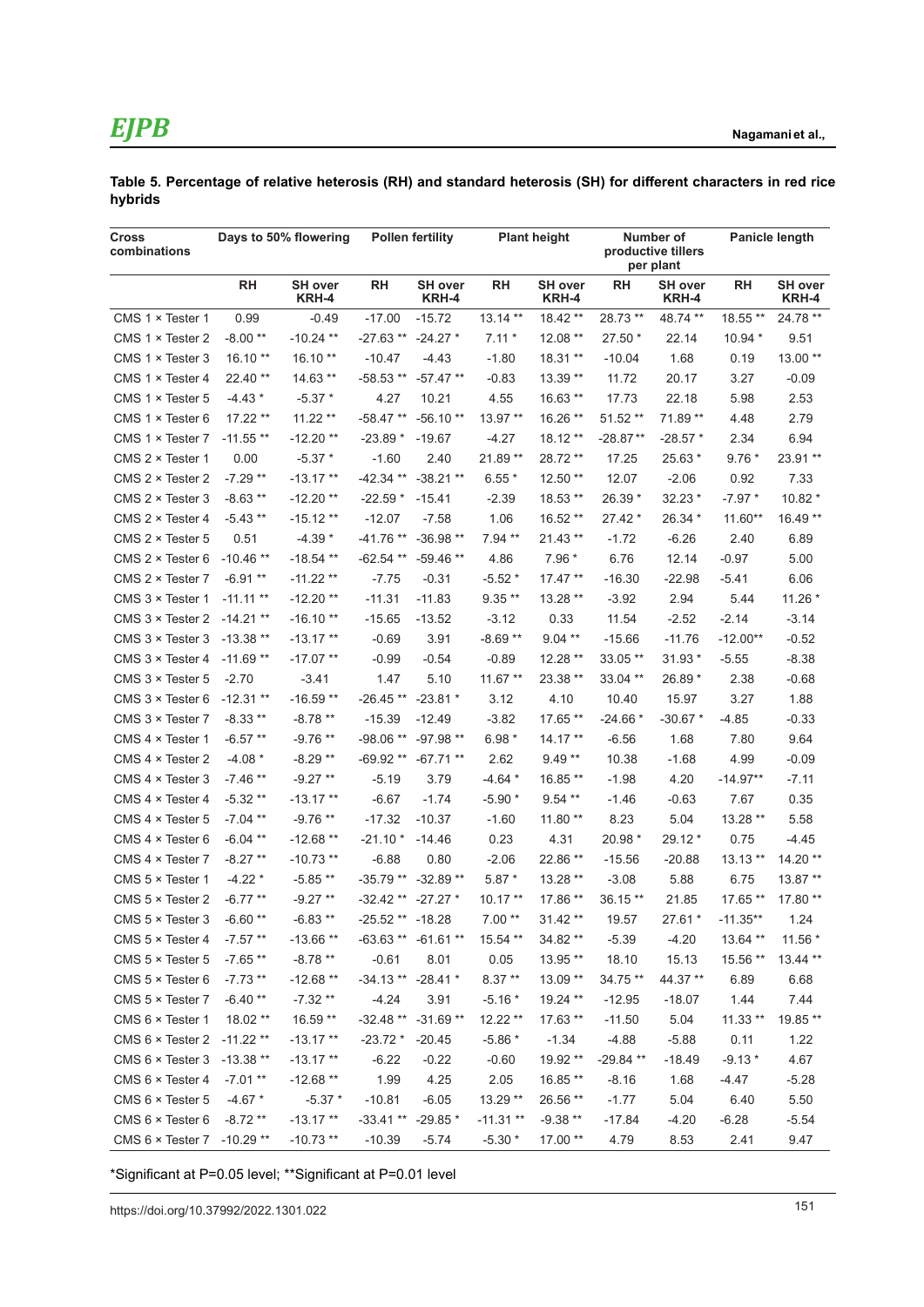**Table 5. Percentage of relative heterosis (RH) and standard heterosis (SH) for different characters in red rice hybrids**

| Cross combinations | Days to 50% flowering | | Pollen fertility | | Plant height | | Number of productive tillers per plant | | Panicle length | |
|---|---|---|---|---|---|---|---|---|---|---|
| | RH | SH over KRH-4 | RH | SH over KRH-4 | RH | SH over KRH-4 | RH | SH over KRH-4 | RH | SH over KRH-4 |
| CMS 1 × Tester 1 | 0.99 | -0.49 | -17.00 | -15.72 | 13.14 ** | 18.42 ** | 28.73 ** | 48.74 ** | 18.55 ** | 24.78 ** |
| CMS 1 × Tester 2 | -8.00 ** | -10.24 ** | -27.63 ** | -24.27 * | 7.11 * | 12.08 ** | 27.50 * | 22.14 | 10.94 * | 9.51 |
| CMS 1 × Tester 3 | 16.10 ** | 16.10 ** | -10.47 | -4.43 | -1.80 | 18.31 ** | -10.04 | 1.68 | 0.19 | 13.00 ** |
| CMS 1 × Tester 4 | 22.40 ** | 14.63 ** | -58.53 ** | -57.47 ** | -0.83 | 13.39 ** | 11.72 | 20.17 | 3.27 | -0.09 |
| CMS 1 × Tester 5 | -4.43 * | -5.37 * | 4.27 | 10.21 | 4.55 | 16.63 ** | 17.73 | 22.18 | 5.98 | 2.53 |
| CMS 1 × Tester 6 | 17.22 ** | 11.22 ** | -58.47 ** | -56.10 ** | 13.97 ** | 16.26 ** | 51.52 ** | 71.89 ** | 4.48 | 2.79 |
| CMS 1 × Tester 7 | -11.55 ** | -12.20 ** | -23.89 * | -19.67 | -4.27 | 18.12 ** | -28.87 ** | -28.57 * | 2.34 | 6.94 |
| CMS 2 × Tester 1 | 0.00 | -5.37 * | -1.60 | 2.40 | 21.89 ** | 28.72 ** | 17.25 | 25.63 * | 9.76 * | 23.91 ** |
| CMS 2 × Tester 2 | -7.29 ** | -13.17 ** | -42.34 ** | -38.21 ** | 6.55 * | 12.50 ** | 12.07 | -2.06 | 0.92 | 7.33 |
| CMS 2 × Tester 3 | -8.63 ** | -12.20 ** | -22.59 * | -15.41 | -2.39 | 18.53 ** | 26.39 * | 32.23 * | -7.97 * | 10.82 * |
| CMS 2 × Tester 4 | -5.43 ** | -15.12 ** | -12.07 | -7.58 | 1.06 | 16.52 ** | 27.42 * | 26.34 * | 11.60** | 16.49 ** |
| CMS 2 × Tester 5 | 0.51 | -4.39 * | -41.76 ** | -36.98 ** | 7.94 ** | 21.43 ** | -1.72 | -6.26 | 2.40 | 6.89 |
| CMS 2 × Tester 6 | -10.46 ** | -18.54 ** | -62.54 ** | -59.46 ** | 4.86 | 7.96 * | 6.76 | 12.14 | -0.97 | 5.00 |
| CMS 2 × Tester 7 | -6.91 ** | -11.22 ** | -7.75 | -0.31 | -5.52 * | 17.47 ** | -16.30 | -22.98 | -5.41 | 6.06 |
| CMS 3 × Tester 1 | -11.11 ** | -12.20 ** | -11.31 | -11.83 | 9.35 ** | 13.28 ** | -3.92 | 2.94 | 5.44 | 11.26 * |
| CMS 3 × Tester 2 | -14.21 ** | -16.10 ** | -15.65 | -13.52 | -3.12 | 0.33 | 11.54 | -2.52 | -2.14 | -3.14 |
| CMS 3 × Tester 3 | -13.38 ** | -13.17 ** | -0.69 | 3.91 | -8.69 ** | 9.04 ** | -15.66 | -11.76 | -12.00** | -0.52 |
| CMS 3 × Tester 4 | -11.69 ** | -17.07 ** | -0.99 | -0.54 | -0.89 | 12.28 ** | 33.05 ** | 31.93 * | -5.55 | -8.38 |
| CMS 3 × Tester 5 | -2.70 | -3.41 | 1.47 | 5.10 | 11.67 ** | 23.38 ** | 33.04 ** | 26.89 * | 2.38 | -0.68 |
| CMS 3 × Tester 6 | -12.31 ** | -16.59 ** | -26.45 ** | -23.81 * | 3.12 | 4.10 | 10.40 | 15.97 | 3.27 | 1.88 |
| CMS 3 × Tester 7 | -8.33 ** | -8.78 ** | -15.39 | -12.49 | -3.82 | 17.65 ** | -24.66 * | -30.67 * | -4.85 | -0.33 |
| CMS 4 × Tester 1 | -6.57 ** | -9.76 ** | -98.06 ** | -97.98 ** | 6.98 * | 14.17 ** | -6.56 | 1.68 | 7.80 | 9.64 |
| CMS 4 × Tester 2 | -4.08 * | -8.29 ** | -69.92 ** | -67.71 ** | 2.62 | 9.49 ** | 10.38 | -1.68 | 4.99 | -0.09 |
| CMS 4 × Tester 3 | -7.46 ** | -9.27 ** | -5.19 | 3.79 | -4.64 * | 16.85 ** | -1.98 | 4.20 | -14.97** | -7.11 |
| CMS 4 × Tester 4 | -5.32 ** | -13.17 ** | -6.67 | -1.74 | -5.90 * | 9.54 ** | -1.46 | -0.63 | 7.67 | 0.35 |
| CMS 4 × Tester 5 | -7.04 ** | -9.76 ** | -17.32 | -10.37 | -1.60 | 11.80 ** | 8.23 | 5.04 | 13.28 ** | 5.58 |
| CMS 4 × Tester 6 | -6.04 ** | -12.68 ** | -21.10 * | -14.46 | 0.23 | 4.31 | 20.98 * | 29.12 * | 0.75 | -4.45 |
| CMS 4 × Tester 7 | -8.27 ** | -10.73 ** | -6.88 | 0.80 | -2.06 | 22.86 ** | -15.56 | -20.88 | 13.13 ** | 14.20 ** |
| CMS 5 × Tester 1 | -4.22 * | -5.85 ** | -35.79 ** | -32.89 ** | 5.87 * | 13.28 ** | -3.08 | 5.88 | 6.75 | 13.87 ** |
| CMS 5 × Tester 2 | -6.77 ** | -9.27 ** | -32.42 ** | -27.27 * | 10.17 ** | 17.86 ** | 36.15 ** | 21.85 | 17.65 ** | 17.80 ** |
| CMS 5 × Tester 3 | -6.60 ** | -6.83 ** | -25.52 ** | -18.28 | 7.00 ** | 31.42 ** | 19.57 | 27.61 * | -11.35** | 1.24 |
| CMS 5 × Tester 4 | -7.57 ** | -13.66 ** | -63.63 ** | -61.61 ** | 15.54 ** | 34.82 ** | -5.39 | -4.20 | 13.64 ** | 11.56 * |
| CMS 5 × Tester 5 | -7.65 ** | -8.78 ** | -0.61 | 8.01 | 0.05 | 13.95 ** | 18.10 | 15.13 | 15.56 ** | 13.44 ** |
| CMS 5 × Tester 6 | -7.73 ** | -12.68 ** | -34.13 ** | -28.41 * | 8.37 ** | 13.09 ** | 34.75 ** | 44.37 ** | 6.89 | 6.68 |
| CMS 5 × Tester 7 | -6.40 ** | -7.32 ** | -4.24 | 3.91 | -5.16 * | 19.24 ** | -12.95 | -18.07 | 1.44 | 7.44 |
| CMS 6 × Tester 1 | 18.02 ** | 16.59 ** | -32.48 ** | -31.69 ** | 12.22 ** | 17.63 ** | -11.50 | 5.04 | 11.33 ** | 19.85 ** |
| CMS 6 × Tester 2 | -11.22 ** | -13.17 ** | -23.72 * | -20.45 | -5.86 * | -1.34 | -4.88 | -5.88 | 0.11 | 1.22 |
| CMS 6 × Tester 3 | -13.38 ** | -13.17 ** | -6.22 | -0.22 | -0.60 | 19.92 ** | -29.84 ** | -18.49 | -9.13 * | 4.67 |
| CMS 6 × Tester 4 | -7.01 ** | -12.68 ** | 1.99 | 4.25 | 2.05 | 16.85 ** | -8.16 | 1.68 | -4.47 | -5.28 |
| CMS 6 × Tester 5 | -4.67 * | -5.37 * | -10.81 | -6.05 | 13.29 ** | 26.56 ** | -1.77 | 5.04 | 6.40 | 5.50 |
| CMS 6 × Tester 6 | -8.72 ** | -13.17 ** | -33.41 ** | -29.85 * | -11.31 ** | -9.38 ** | -17.84 | -4.20 | -6.28 | -5.54 |
| CMS 6 × Tester 7 | -10.29 ** | -10.73 ** | -10.39 | -5.74 | -5.30 * | 17.00 ** | 4.79 | 8.53 | 2.41 | 9.47 |

*Significant at P=0.05 level; **Significant at P=0.01 level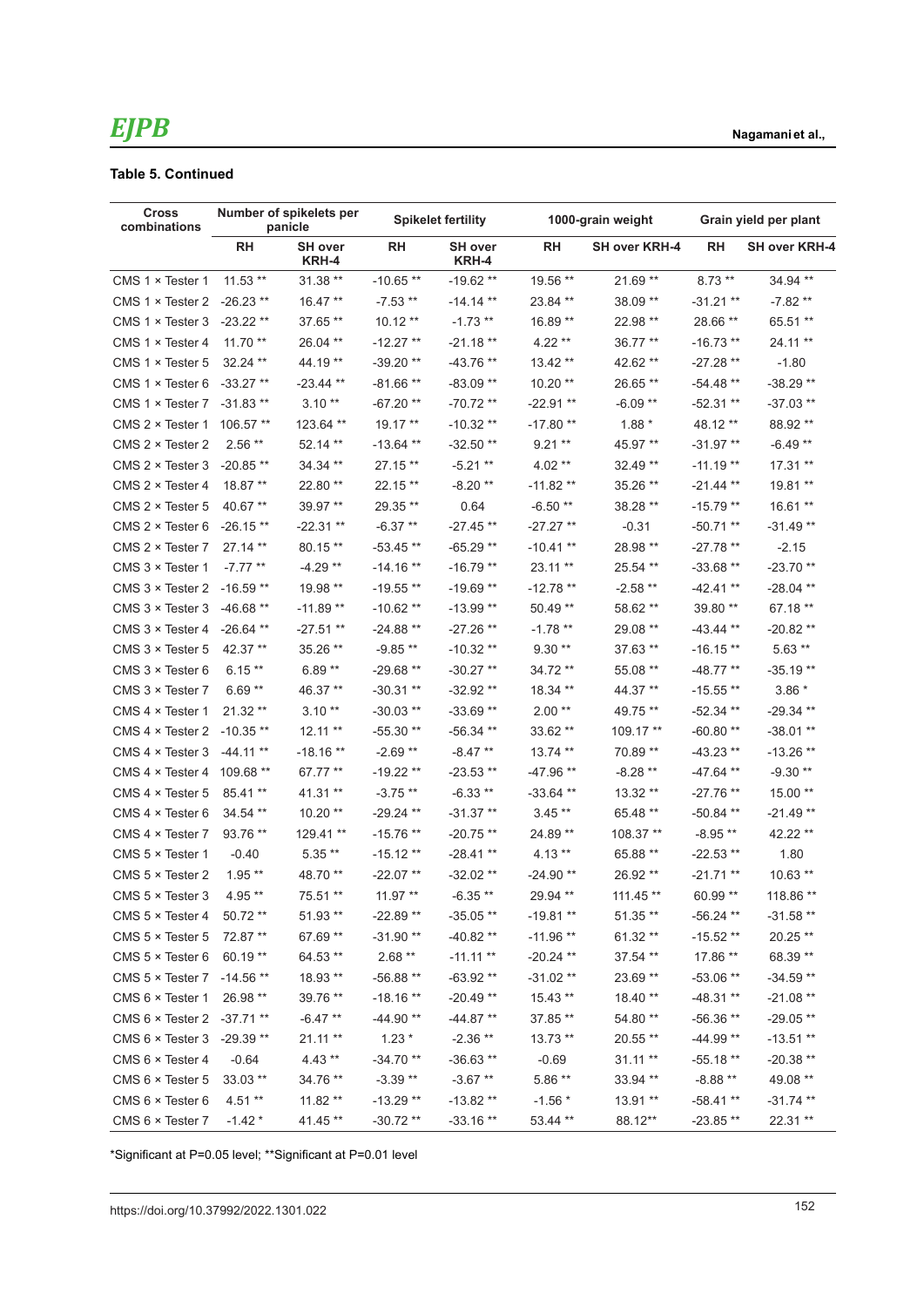**Table 5. Continued**

| Cross combinations | Number of spikelets per panicle | | Spikelet fertility | | 1000-grain weight | | Grain yield per plant | |
|---|---|---|---|---|---|---|---|---|
| | RH | SH over KRH-4 | RH | SH over KRH-4 | RH | SH over KRH-4 | RH | SH over KRH-4 |
| CMS 1 × Tester 1 | 11.53 ** | 31.38 ** | -10.65 ** | -19.62 ** | 19.56 ** | 21.69 ** | 8.73 ** | 34.94 ** |
| CMS 1 × Tester 2 | -26.23 ** | 16.47 ** | -7.53 ** | -14.14 ** | 23.84 ** | 38.09 ** | -31.21 ** | -7.82 ** |
| CMS 1 × Tester 3 | -23.22 ** | 37.65 ** | 10.12 ** | -1.73 ** | 16.89 ** | 22.98 ** | 28.66 ** | 65.51 ** |
| CMS 1 × Tester 4 | 11.70 ** | 26.04 ** | -12.27 ** | -21.18 ** | 4.22 ** | 36.77 ** | -16.73 ** | 24.11 ** |
| CMS 1 × Tester 5 | 32.24 ** | 44.19 ** | -39.20 ** | -43.76 ** | 13.42 ** | 42.62 ** | -27.28 ** | -1.80 |
| CMS 1 × Tester 6 | -33.27 ** | -23.44 ** | -81.66 ** | -83.09 ** | 10.20 ** | 26.65 ** | -54.48 ** | -38.29 ** |
| CMS 1 × Tester 7 | -31.83 ** | 3.10 ** | -67.20 ** | -70.72 ** | -22.91 ** | -6.09 ** | -52.31 ** | -37.03 ** |
| CMS 2 × Tester 1 | 106.57 ** | 123.64 ** | 19.17 ** | -10.32 ** | -17.80 ** | 1.88 * | 48.12 ** | 88.92 ** |
| CMS 2 × Tester 2 | 2.56 ** | 52.14 ** | -13.64 ** | -32.50 ** | 9.21 ** | 45.97 ** | -31.97 ** | -6.49 ** |
| CMS 2 × Tester 3 | -20.85 ** | 34.34 ** | 27.15 ** | -5.21 ** | 4.02 ** | 32.49 ** | -11.19 ** | 17.31 ** |
| CMS 2 × Tester 4 | 18.87 ** | 22.80 ** | 22.15 ** | -8.20 ** | -11.82 ** | 35.26 ** | -21.44 ** | 19.81 ** |
| CMS 2 × Tester 5 | 40.67 ** | 39.97 ** | 29.35 ** | 0.64 | -6.50 ** | 38.28 ** | -15.79 ** | 16.61 ** |
| CMS 2 × Tester 6 | -26.15 ** | -22.31 ** | -6.37 ** | -27.45 ** | -27.27 ** | -0.31 | -50.71 ** | -31.49 ** |
| CMS 2 × Tester 7 | 27.14 ** | 80.15 ** | -53.45 ** | -65.29 ** | -10.41 ** | 28.98 ** | -27.78 ** | -2.15 |
| CMS 3 × Tester 1 | -7.77 ** | -4.29 ** | -14.16 ** | -16.79 ** | 23.11 ** | 25.54 ** | -33.68 ** | -23.70 ** |
| CMS 3 × Tester 2 | -16.59 ** | 19.98 ** | -19.55 ** | -19.69 ** | -12.78 ** | -2.58 ** | -42.41 ** | -28.04 ** |
| CMS 3 × Tester 3 | -46.68 ** | -11.89 ** | -10.62 ** | -13.99 ** | 50.49 ** | 58.62 ** | 39.80 ** | 67.18 ** |
| CMS 3 × Tester 4 | -26.64 ** | -27.51 ** | -24.88 ** | -27.26 ** | -1.78 ** | 29.08 ** | -43.44 ** | -20.82 ** |
| CMS 3 × Tester 5 | 42.37 ** | 35.26 ** | -9.85 ** | -10.32 ** | 9.30 ** | 37.63 ** | -16.15 ** | 5.63 ** |
| CMS 3 × Tester 6 | 6.15 ** | 6.89 ** | -29.68 ** | -30.27 ** | 34.72 ** | 55.08 ** | -48.77 ** | -35.19 ** |
| CMS 3 × Tester 7 | 6.69 ** | 46.37 ** | -30.31 ** | -32.92 ** | 18.34 ** | 44.37 ** | -15.55 ** | 3.86 * |
| CMS 4 × Tester 1 | 21.32 ** | 3.10 ** | -30.03 ** | -33.69 ** | 2.00 ** | 49.75 ** | -52.34 ** | -29.34 ** |
| CMS 4 × Tester 2 | -10.35 ** | 12.11 ** | -55.30 ** | -56.34 ** | 33.62 ** | 109.17 ** | -60.80 ** | -38.01 ** |
| CMS 4 × Tester 3 | -44.11 ** | -18.16 ** | -2.69 ** | -8.47 ** | 13.74 ** | 70.89 ** | -43.23 ** | -13.26 ** |
| CMS 4 × Tester 4 | 109.68 ** | 67.77 ** | -19.22 ** | -23.53 ** | -47.96 ** | -8.28 ** | -47.64 ** | -9.30 ** |
| CMS 4 × Tester 5 | 85.41 ** | 41.31 ** | -3.75 ** | -6.33 ** | -33.64 ** | 13.32 ** | -27.76 ** | 15.00 ** |
| CMS 4 × Tester 6 | 34.54 ** | 10.20 ** | -29.24 ** | -31.37 ** | 3.45 ** | 65.48 ** | -50.84 ** | -21.49 ** |
| CMS 4 × Tester 7 | 93.76 ** | 129.41 ** | -15.76 ** | -20.75 ** | 24.89 ** | 108.37 ** | -8.95 ** | 42.22 ** |
| CMS 5 × Tester 1 | -0.40 | 5.35 ** | -15.12 ** | -28.41 ** | 4.13 ** | 65.88 ** | -22.53 ** | 1.80 |
| CMS 5 × Tester 2 | 1.95 ** | 48.70 ** | -22.07 ** | -32.02 ** | -24.90 ** | 26.92 ** | -21.71 ** | 10.63 ** |
| CMS 5 × Tester 3 | 4.95 ** | 75.51 ** | 11.97 ** | -6.35 ** | 29.94 ** | 111.45 ** | 60.99 ** | 118.86 ** |
| CMS 5 × Tester 4 | 50.72 ** | 51.93 ** | -22.89 ** | -35.05 ** | -19.81 ** | 51.35 ** | -56.24 ** | -31.58 ** |
| CMS 5 × Tester 5 | 72.87 ** | 67.69 ** | -31.90 ** | -40.82 ** | -11.96 ** | 61.32 ** | -15.52 ** | 20.25 ** |
| CMS 5 × Tester 6 | 60.19 ** | 64.53 ** | 2.68 ** | -11.11 ** | -20.24 ** | 37.54 ** | 17.86 ** | 68.39 ** |
| CMS 5 × Tester 7 | -14.56 ** | 18.93 ** | -56.88 ** | -63.92 ** | -31.02 ** | 23.69 ** | -53.06 ** | -34.59 ** |
| CMS 6 × Tester 1 | 26.98 ** | 39.76 ** | -18.16 ** | -20.49 ** | 15.43 ** | 18.40 ** | -48.31 ** | -21.08 ** |
| CMS 6 × Tester 2 | -37.71 ** | -6.47 ** | -44.90 ** | -44.87 ** | 37.85 ** | 54.80 ** | -56.36 ** | -29.05 ** |
| CMS 6 × Tester 3 | -29.39 ** | 21.11 ** | 1.23 * | -2.36 ** | 13.73 ** | 20.55 ** | -44.99 ** | -13.51 ** |
| CMS 6 × Tester 4 | -0.64 | 4.43 ** | -34.70 ** | -36.63 ** | -0.69 | 31.11 ** | -55.18 ** | -20.38 ** |
| CMS 6 × Tester 5 | 33.03 ** | 34.76 ** | -3.39 ** | -3.67 ** | 5.86 ** | 33.94 ** | -8.88 ** | 49.08 ** |
| CMS 6 × Tester 6 | 4.51 ** | 11.82 ** | -13.29 ** | -13.82 ** | -1.56 * | 13.91 ** | -58.41 ** | -31.74 ** |
| CMS 6 × Tester 7 | -1.42 * | 41.45 ** | -30.72 ** | -33.16 ** | 53.44 ** | 88.12** | -23.85 ** | 22.31 ** |

*Significant at P=0.05 level; **Significant at P=0.01 level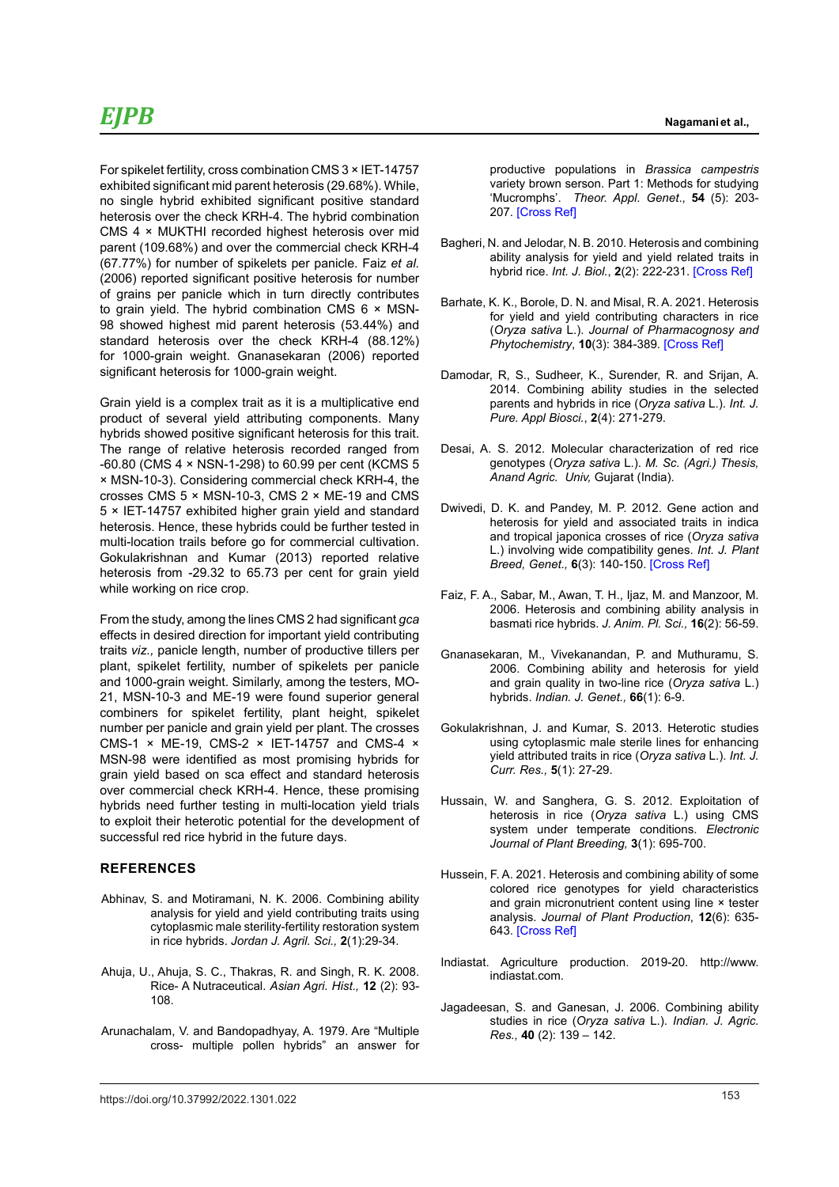For spikelet fertility, cross combination CMS 3 × IET-14757 exhibited significant mid parent heterosis (29.68%). While, no single hybrid exhibited significant positive standard heterosis over the check KRH-4. The hybrid combination CMS 4 × MUKTHI recorded highest heterosis over mid parent (109.68%) and over the commercial check KRH-4 (67.77%) for number of spikelets per panicle. Faiz *et al.* (2006) reported significant positive heterosis for number of grains per panicle which in turn directly contributes to grain yield. The hybrid combination CMS 6 × MSN-98 showed highest mid parent heterosis (53.44%) and standard heterosis over the check KRH-4 (88.12%) for 1000-grain weight. Gnanasekaran (2006) reported significant heterosis for 1000-grain weight.

Grain yield is a complex trait as it is a multiplicative end product of several yield attributing components. Many hybrids showed positive significant heterosis for this trait. The range of relative heterosis recorded ranged from -60.80 (CMS 4 × NSN-1-298) to 60.99 per cent (KCMS 5 × MSN-10-3). Considering commercial check KRH-4, the crosses CMS 5 × MSN-10-3, CMS 2 × ME-19 and CMS 5 × IET-14757 exhibited higher grain yield and standard heterosis. Hence, these hybrids could be further tested in multi-location trails before go for commercial cultivation. Gokulakrishnan and Kumar (2013) reported relative heterosis from -29.32 to 65.73 per cent for grain yield while working on rice crop.

From the study, among the lines CMS 2 had significant *gca* effects in desired direction for important yield contributing traits *viz.,* panicle length, number of productive tillers per plant, spikelet fertility, number of spikelets per panicle and 1000-grain weight. Similarly, among the testers, MO-21, MSN-10-3 and ME-19 were found superior general combiners for spikelet fertility, plant height, spikelet number per panicle and grain yield per plant. The crosses CMS-1 × ME-19, CMS-2 × IET-14757 and CMS-4 × MSN-98 were identified as most promising hybrids for grain yield based on sca effect and standard heterosis over commercial check KRH-4. Hence, these promising hybrids need further testing in multi-location yield trials to exploit their heterotic potential for the development of successful red rice hybrid in the future days.

## REFERENCES

Abhinav, S. and Motiramani, N. K. 2006. Combining ability analysis for yield and yield contributing traits using cytoplasmic male sterility-fertility restoration system in rice hybrids. *Jordan J. Agril. Sci.,* **2**(1):29-34.

Ahuja, U., Ahuja, S. C., Thakras, R. and Singh, R. K. 2008. Rice- A Nutraceutical. *Asian Agri. Hist.,* **12** (2): 93-108.

Arunachalam, V. and Bandopadhyay, A. 1979. Are "Multiple cross- multiple pollen hybrids" an answer for productive populations in *Brassica campestris* variety brown serson. Part 1: Methods for studying 'Mucromphs'. *Theor. Appl. Genet*., **54** (5): 203-207. [Cross Ref]

Bagheri, N. and Jelodar, N. B. 2010. Heterosis and combining ability analysis for yield and yield related traits in hybrid rice. *Int. J. Biol.*, **2**(2): 222-231. [Cross Ref]

Barhate, K. K., Borole, D. N. and Misal, R. A. 2021. Heterosis for yield and yield contributing characters in rice (*Oryza sativa* L.). *Journal of Pharmacognosy and Phytochemistry*, **10**(3): 384-389. [Cross Ref]

Damodar, R, S., Sudheer, K., Surender, R. and Srijan, A. 2014. Combining ability studies in the selected parents and hybrids in rice (*Oryza sativa* L.). *Int. J. Pure. Appl Biosci.*, **2**(4): 271-279.

Desai, A. S. 2012. Molecular characterization of red rice genotypes (*Oryza sativa* L.). *M. Sc. (Agri.) Thesis, Anand Agric. Univ,* Gujarat (India).

Dwivedi, D. K. and Pandey, M. P. 2012. Gene action and heterosis for yield and associated traits in indica and tropical japonica crosses of rice (*Oryza sativa* L.) involving wide compatibility genes. *Int. J. Plant Breed, Genet.,* **6**(3): 140-150. [Cross Ref]

Faiz, F. A., Sabar, M., Awan, T. H., Ijaz, M. and Manzoor, M. 2006. Heterosis and combining ability analysis in basmati rice hybrids. *J. Anim. Pl. Sci.,* **16**(2): 56-59.

Gnanasekaran, M., Vivekanandan, P. and Muthuramu, S. 2006. Combining ability and heterosis for yield and grain quality in two-line rice (*Oryza sativa* L.) hybrids. *Indian. J. Genet.,* **66**(1): 6-9.

Gokulakrishnan, J. and Kumar, S. 2013. Heterotic studies using cytoplasmic male sterile lines for enhancing yield attributed traits in rice (*Oryza sativa* L.). *Int. J. Curr. Res.,* **5**(1): 27-29.

Hussain, W. and Sanghera, G. S. 2012. Exploitation of heterosis in rice (*Oryza sativa* L.) using CMS system under temperate conditions. *Electronic Journal of Plant Breeding,* **3**(1): 695-700.

Hussein, F. A. 2021. Heterosis and combining ability of some colored rice genotypes for yield characteristics and grain micronutrient content using line × tester analysis. *Journal of Plant Production*, **12**(6): 635-643. [Cross Ref]

Indiastat. Agriculture production. 2019-20. http://www.indiastat.com.

Jagadeesan, S. and Ganesan, J. 2006. Combining ability studies in rice (*Oryza sativa* L.). *Indian. J. Agric. Res.,* **40** (2): 139 – 142.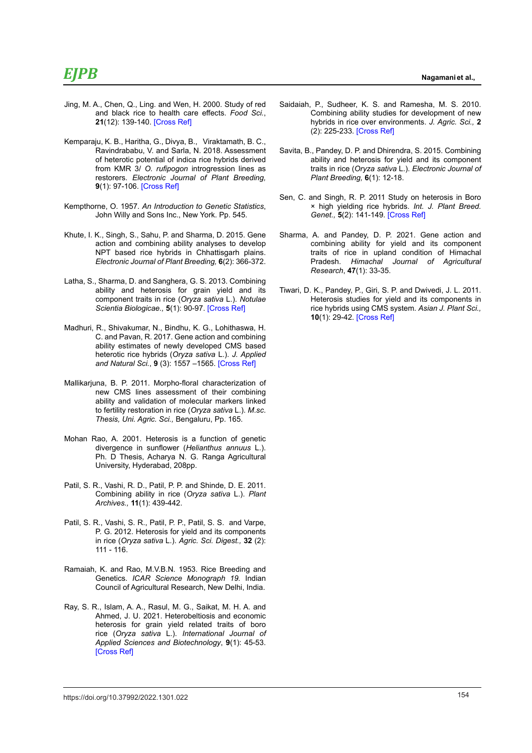Jing, M. A., Chen, Q., Ling. and Wen, H. 2000. Study of red and black rice to health care effects. *Food Sci.*, **21**(12): 139-140. [Cross Ref]

Kemparaju, K. B., Haritha, G., Divya, B., Viraktamath, B. C., Ravindrababu, V. and Sarla, N. 2018. Assessment of heterotic potential of indica rice hybrids derived from KMR 3/ *O. rufipogon* introgression lines as restorers. *Electronic Journal of Plant Breeding,* **9**(1): 97-106. [Cross Ref]

Kempthorne, O. 1957. *An Introduction to Genetic Statistics*, John Willy and Sons Inc., New York. Pp. 545.

Khute, I. K., Singh, S., Sahu, P. and Sharma, D. 2015. Gene action and combining ability analyses to develop NPT based rice hybrids in Chhattisgarh plains. *Electronic Journal of Plant Breeding,* **6**(2): 366-372.

Latha, S., Sharma, D. and Sanghera, G. S. 2013. Combining ability and heterosis for grain yield and its component traits in rice (*Oryza sativa* L.). *Notulae Scientia Biologicae.,* **5**(1): 90-97. [Cross Ref]

Madhuri, R., Shivakumar, N., Bindhu, K. G., Lohithaswa, H. C. and Pavan, R. 2017. Gene action and combining ability estimates of newly developed CMS based heterotic rice hybrids (*Oryza sativa* L.). *J. Applied and Natural Sci.*, **9** (3): 1557 –1565. [Cross Ref]

Mallikarjuna, B. P. 2011. Morpho-floral characterization of new CMS lines assessment of their combining ability and validation of molecular markers linked to fertility restoration in rice (*Oryza sativa* L.). *M.sc. Thesis, Uni. Agric. Sci.,* Bengaluru, Pp. 165.

Mohan Rao, A. 2001. Heterosis is a function of genetic divergence in sunflower (*Helianthus annuus* L.). Ph. D Thesis, Acharya N. G. Ranga Agricultural University, Hyderabad, 208pp.

Patil, S. R., Vashi, R. D., Patil, P. P. and Shinde, D. E. 2011. Combining ability in rice (*Oryza sativa* L.). *Plant Archives.,* **11**(1): 439-442.

Patil, S. R., Vashi, S. R., Patil, P. P., Patil, S. S. and Varpe, P. G. 2012. Heterosis for yield and its components in rice (*Oryza sativa* L.). *Agric. Sci. Digest.,* **32** (2): 111 - 116.

Ramaiah, K. and Rao, M.V.B.N. 1953. Rice Breeding and Genetics. *ICAR Science Monograph 19.* Indian Council of Agricultural Research, New Delhi, India.

Ray, S. R., Islam, A. A., Rasul, M. G., Saikat, M. H. A. and Ahmed, J. U. 2021. Heterobeltiosis and economic heterosis for grain yield related traits of boro rice (*Oryza sativa* L.). *International Journal of Applied Sciences and Biotechnology*, **9**(1): 45-53. [Cross Ref]

Saidaiah, P., Sudheer, K. S. and Ramesha, M. S. 2010. Combining ability studies for development of new hybrids in rice over environments. *J. Agric. Sci.,* **2** (2): 225-233. [Cross Ref]

Savita, B., Pandey, D. P. and Dhirendra, S. 2015. Combining ability and heterosis for yield and its component traits in rice (*Oryza sativa* L.). *Electronic Journal of Plant Breeding,* **6**(1): 12-18.

Sen, C. and Singh, R. P. 2011 Study on heterosis in Boro × high yielding rice hybrids. *Int. J. Plant Breed. Genet.,* **5**(2): 141-149. [Cross Ref]

Sharma, A. and Pandey, D. P. 2021. Gene action and combining ability for yield and its component traits of rice in upland condition of Himachal Pradesh. *Himachal Journal of Agricultural Research*, **47**(1): 33-35.

Tiwari, D. K., Pandey, P., Giri, S. P. and Dwivedi, J. L. 2011. Heterosis studies for yield and its components in rice hybrids using CMS system. *Asian J. Plant Sci.,* **10**(1): 29-42. [Cross Ref]

https://doi.org/10.37992/2022.1301.022